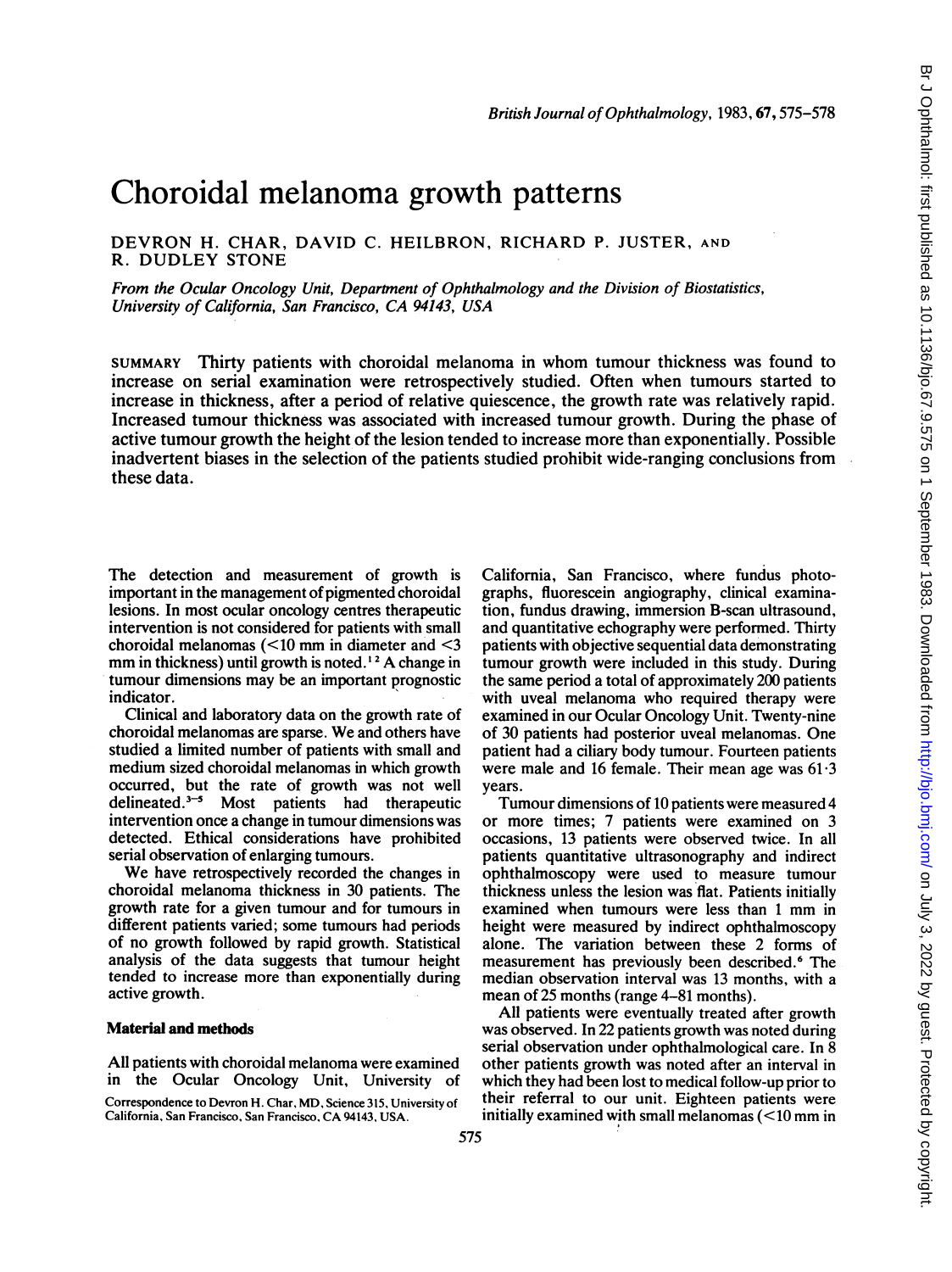# Choroidal melanoma growth patterns

DEVRON H. CHAR, DAVID C. HEILBRON, RICHARD P. JUSTER, AND R. DUDLEY STONE

*From the Ocular Oncology Unit, Department of Ophthalmology and the Division of Biostatistics, University of California, San Francisco, CA 94143, USA*

SUMMARY Thirty patients with choroidal melanoma in whom tumour thickness was found to increase on serial examination were retrospectively studied. Often when tumours started to increase in thickness, after a period of relative quiescence, the growth rate was relatively rapid. Increased tumour thickness was associated with increased tumour growth. During the phase of active tumour growth the height of the lesion tended to increase more than exponentially. Possible inadvertent biases in the selection of the patients studied prohibit wide-ranging conclusions from these data.

The detection and measurement of growth is important in the management of pigmented choroidal lesions. In most ocular oncology centres therapeutic intervention is not considered for patients with small choroidal melanomas (<10 mm in diameter and <3 mm in thickness) until growth is noted.[1,2] A change in tumour dimensions may be an important prognostic indicator.

Clinical and laboratory data on the growth rate of choroidal melanomas are sparse. We and others have studied a limited number of patients with small and medium sized choroidal melanomas in which growth occurred, but the rate of growth was not well delineated.[3-5] Most patients had therapeutic intervention once a change in tumour dimensions was detected. Ethical considerations have prohibited serial observation of enlarging tumours.

We have retrospectively recorded the changes in choroidal melanoma thickness in 30 patients. The growth rate for a given tumour and for tumours in different patients varied; some tumours had periods of no growth followed by rapid growth. Statistical analysis of the data suggests that tumour height tended to increase more than exponentially during active growth.

## Material and methods

All patients with choroidal melanoma were examined in the Ocular Oncology Unit, University of California, San Francisco, where fundus photographs, fluorescein angiography, clinical examination, fundus drawing, immersion B-scan ultrasound, and quantitative echography were performed. Thirty patients with objective sequential data demonstrating tumour growth were included in this study. During the same period a total of approximately 200 patients with uveal melanoma who required therapy were examined in our Ocular Oncology Unit. Twenty-nine of 30 patients had posterior uveal melanomas. One patient had a ciliary body tumour. Fourteen patients were male and 16 female. Their mean age was 61·3 years.

Tumour dimensions of 10 patients were measured 4 or more times; 7 patients were examined on 3 occasions, 13 patients were observed twice. In all patients quantitative ultrasonography and indirect ophthalmoscopy were used to measure tumour thickness unless the lesion was flat. Patients initially examined when tumours were less than 1 mm in height were measured by indirect ophthalmoscopy alone. The variation between these 2 forms of measurement has previously been described.[6] The median observation interval was 13 months, with a mean of 25 months (range 4–81 months).

All patients were eventually treated after growth was observed. In 22 patients growth was noted during serial observation under ophthalmological care. In 8 other patients growth was noted after an interval in which they had been lost to medical follow-up prior to their referral to our unit. Eighteen patients were initially examined with small melanomas (<10 mm in

Correspondence to Devron H. Char, MD, Science 315, University of California, San Francisco, San Francisco, CA 94143, USA.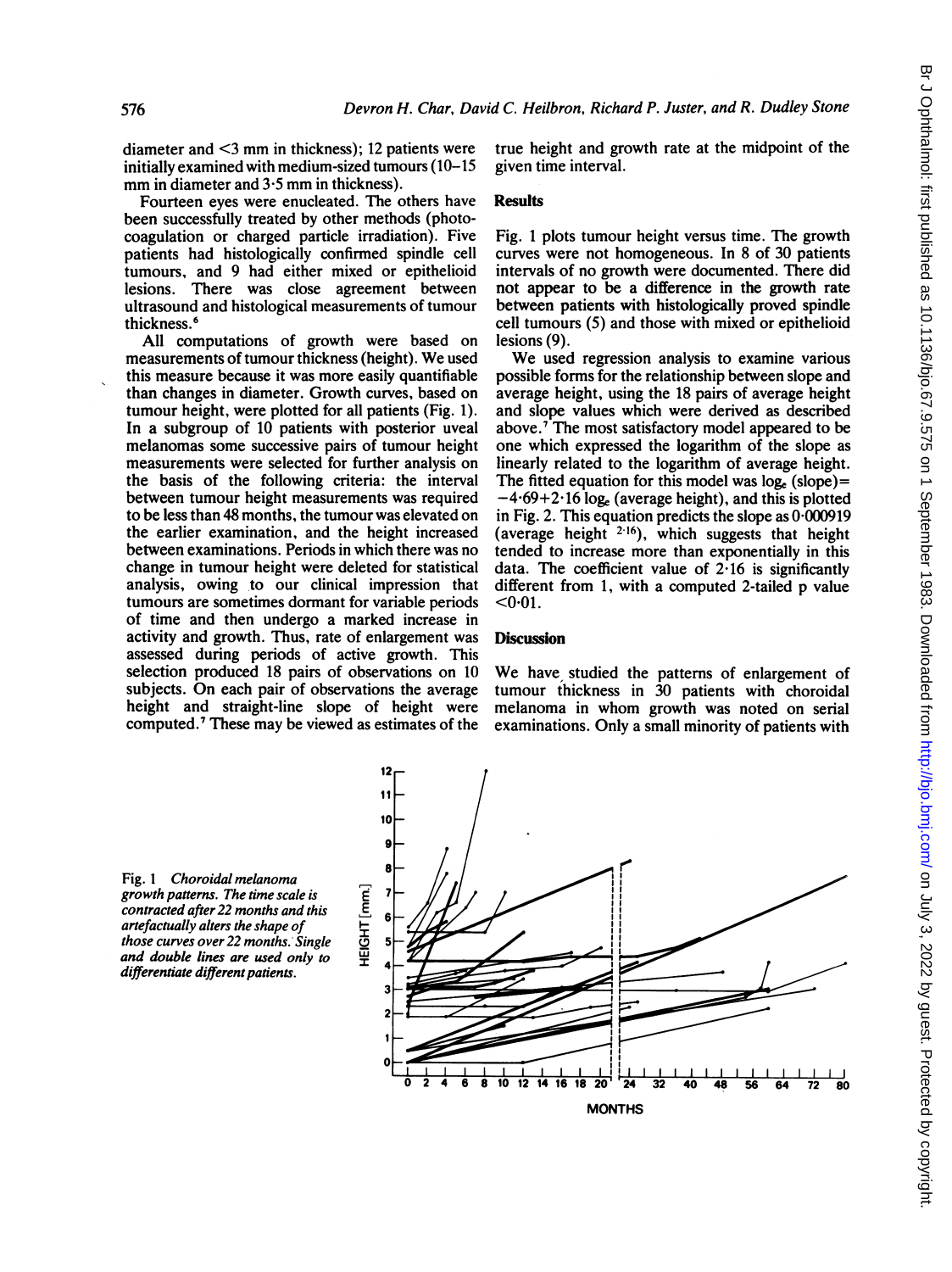diameter and <3 mm in thickness); 12 patients were initially examined with medium-sized tumours (10–15 mm in diameter and 3·5 mm in thickness).

Fourteen eyes were enucleated. The others have been successfully treated by other methods (photocoagulation or charged particle irradiation). Five patients had histologically confirmed spindle cell tumours, and 9 had either mixed or epithelioid lesions. There was close agreement between ultrasound and histological measurements of tumour thickness.[6]

All computations of growth were based on measurements of tumour thickness (height). We used this measure because it was more easily quantifiable than changes in diameter. Growth curves, based on tumour height, were plotted for all patients (Fig. 1). In a subgroup of 10 patients with posterior uveal melanomas some successive pairs of tumour height measurements were selected for further analysis on the basis of the following criteria: the interval between tumour height measurements was required to be less than 48 months, the tumour was elevated on the earlier examination, and the height increased between examinations. Periods in which there was no change in tumour height were deleted for statistical analysis, owing to our clinical impression that tumours are sometimes dormant for variable periods of time and then undergo a marked increase in activity and growth. Thus, rate of enlargement was assessed during periods of active growth. This selection produced 18 pairs of observations on 10 subjects. On each pair of observations the average height and straight-line slope of height were computed.[7] These may be viewed as estimates of the true height and growth rate at the midpoint of the given time interval.

## Results

Fig. 1 plots tumour height versus time. The growth curves were not homogeneous. In 8 of 30 patients intervals of no growth were documented. There did not appear to be a difference in the growth rate between patients with histologically proved spindle cell tumours (5) and those with mixed or epithelioid lesions (9).

We used regression analysis to examine various possible forms for the relationship between slope and average height, using the 18 pairs of average height and slope values which were derived as described above.[7] The most satisfactory model appeared to be one which expressed the logarithm of the slope as linearly related to the logarithm of average height. The fitted equation for this model was $\log_e(\text{slope}) = -4{\cdot}69 + 2{\cdot}16 \log_e(\text{average height})$, and this is plotted in Fig. 2. This equation predicts the slope as $0{\cdot}000919$ (average height $^{2{\cdot}16}$), which suggests that height tended to increase more than exponentially in this data. The coefficient value of 2·16 is significantly different from 1, with a computed 2-tailed p value $<0{\cdot}01$.

## Discussion

We have studied the patterns of enlargement of tumour thickness in 30 patients with choroidal melanoma in whom growth was noted on serial examinations. Only a small minority of patients with

Fig. 1 *Choroidal melanoma growth patterns. The time scale is contracted after 22 months and this artefactually alters the shape of those curves over 22 months. Single and double lines are used only to differentiate different patients.*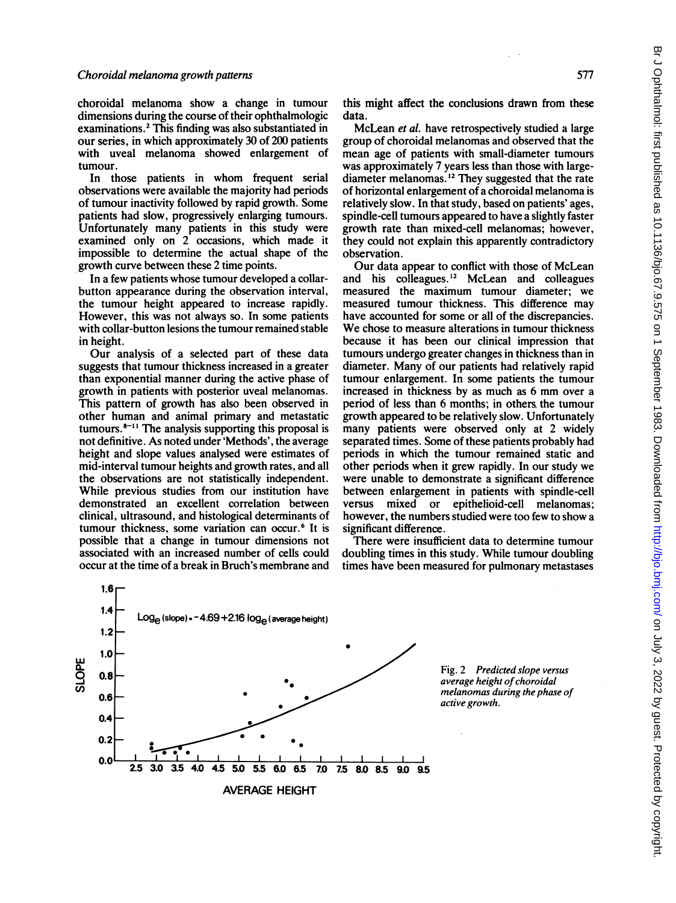choroidal melanoma show a change in tumour dimensions during the course of their ophthalmologic examinations.[2] This finding was also substantiated in our series, in which approximately 30 of 200 patients with uveal melanoma showed enlargement of tumour.

In those patients in whom frequent serial observations were available the majority had periods of tumour inactivity followed by rapid growth. Some patients had slow, progressively enlarging tumours. Unfortunately many patients in this study were examined only on 2 occasions, which made it impossible to determine the actual shape of the growth curve between these 2 time points.

In a few patients whose tumour developed a collar-button appearance during the observation interval, the tumour height appeared to increase rapidly. However, this was not always so. In some patients with collar-button lesions the tumour remained stable in height.

Our analysis of a selected part of these data suggests that tumour thickness increased in a greater than exponential manner during the active phase of growth in patients with posterior uveal melanomas. This pattern of growth has also been observed in other human and animal primary and metastatic tumours.[8-11] The analysis supporting this proposal is not definitive. As noted under 'Methods', the average height and slope values analysed were estimates of mid-interval tumour heights and growth rates, and all the observations are not statistically independent. While previous studies from our institution have demonstrated an excellent correlation between clinical, ultrasound, and histological determinants of tumour thickness, some variation can occur.[6] It is possible that a change in tumour dimensions not associated with an increased number of cells could occur at the time of a break in Bruch's membrane and this might affect the conclusions drawn from these data.

McLean *et al.* have retrospectively studied a large group of choroidal melanomas and observed that the mean age of patients with small-diameter tumours was approximately 7 years less than those with large-diameter melanomas.[12] They suggested that the rate of horizontal enlargement of a choroidal melanoma is relatively slow. In that study, based on patients' ages, spindle-cell tumours appeared to have a slightly faster growth rate than mixed-cell melanomas; however, they could not explain this apparently contradictory observation.

Our data appear to conflict with those of McLean and his colleagues.[12] McLean and colleagues measured the maximum tumour diameter; we measured tumour thickness. This difference may have accounted for some or all of the discrepancies. We chose to measure alterations in tumour thickness because it has been our clinical impression that tumours undergo greater changes in thickness than in diameter. Many of our patients had relatively rapid tumour enlargement. In some patients the tumour increased in thickness by as much as 6 mm over a period of less than 6 months; in others the tumour growth appeared to be relatively slow. Unfortunately many patients were observed only at 2 widely separated times. Some of these patients probably had periods in which the tumour remained static and other periods when it grew rapidly. In our study we were unable to demonstrate a significant difference between enlargement in patients with spindle-cell versus mixed or epithelioid-cell melanomas; however, the numbers studied were too few to show a significant difference.

There were insufficient data to determine tumour doubling times in this study. While tumour doubling times have been measured for pulmonary metastases

$$\text{Log}_e(\text{slope}) = -4.69 + 2.16 \log_e(\text{average height})$$

Fig. 2 *Predicted slope versus average height of choroidal melanomas during the phase of active growth.*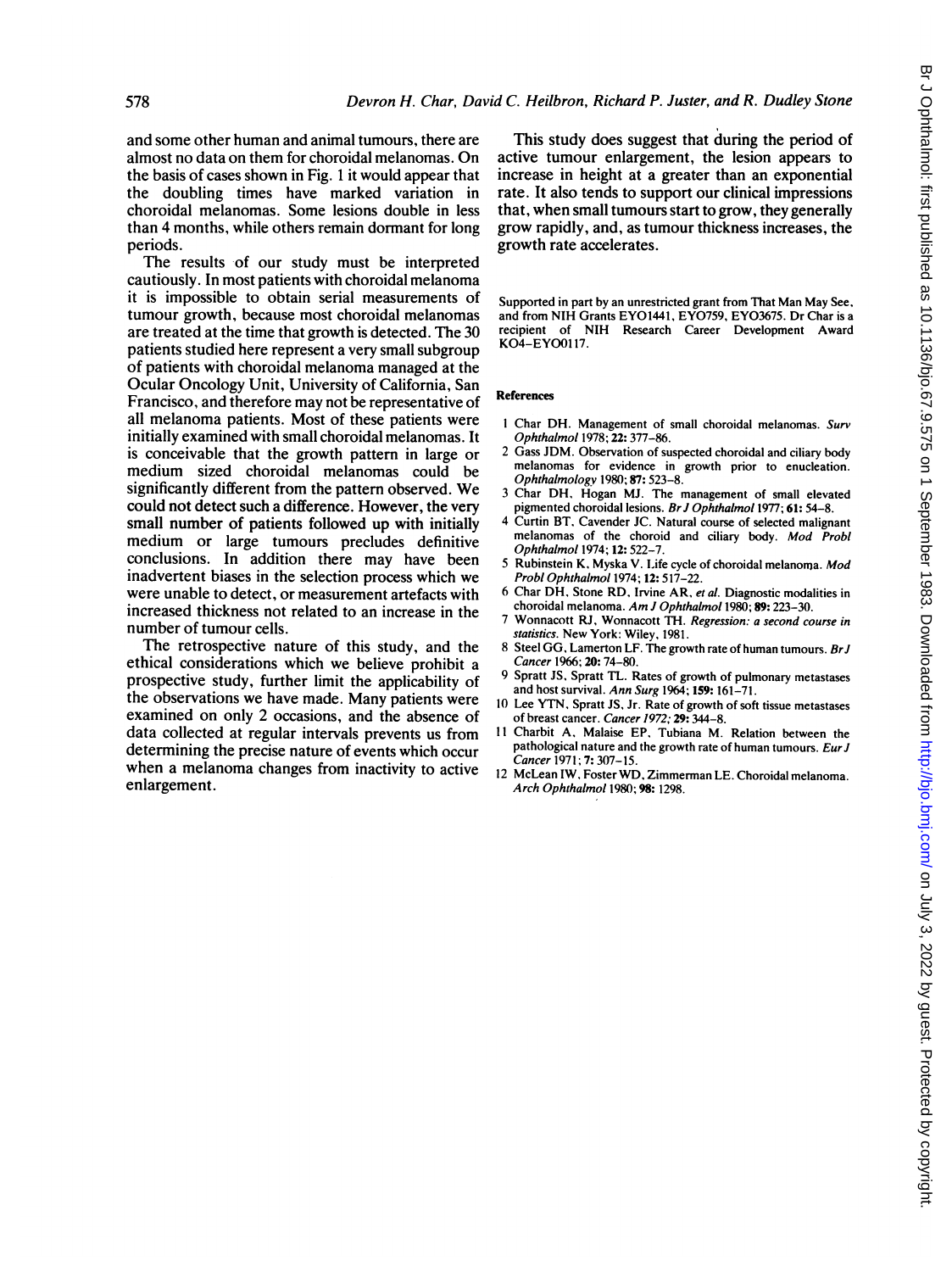and some other human and animal tumours, there are almost no data on them for choroidal melanomas. On the basis of cases shown in Fig. 1 it would appear that the doubling times have marked variation in choroidal melanomas. Some lesions double in less than 4 months, while others remain dormant for long periods.

The results of our study must be interpreted cautiously. In most patients with choroidal melanoma it is impossible to obtain serial measurements of tumour growth, because most choroidal melanomas are treated at the time that growth is detected. The 30 patients studied here represent a very small subgroup of patients with choroidal melanoma managed at the Ocular Oncology Unit, University of California, San Francisco, and therefore may not be representative of all melanoma patients. Most of these patients were initially examined with small choroidal melanomas. It is conceivable that the growth pattern in large or medium sized choroidal melanomas could be significantly different from the pattern observed. We could not detect such a difference. However, the very small number of patients followed up with initially medium or large tumours precludes definitive conclusions. In addition there may have been inadvertent biases in the selection process which we were unable to detect, or measurement artefacts with increased thickness not related to an increase in the number of tumour cells.

The retrospective nature of this study, and the ethical considerations which we believe prohibit a prospective study, further limit the applicability of the observations we have made. Many patients were examined on only 2 occasions, and the absence of data collected at regular intervals prevents us from determining the precise nature of events which occur when a melanoma changes from inactivity to active enlargement.

This study does suggest that during the period of active tumour enlargement, the lesion appears to increase in height at a greater than an exponential rate. It also tends to support our clinical impressions that, when small tumours start to grow, they generally grow rapidly, and, as tumour thickness increases, the growth rate accelerates.

Supported in part by an unrestricted grant from That Man May See, and from NIH Grants EYO1441, EYO759, EYO3675. Dr Char is a recipient of NIH Research Career Development Award KO4–EYO0117.

## References

1. Char DH. Management of small choroidal melanomas. *Surv Ophthalmol* 1978; **22:** 377–86.
2. Gass JDM. Observation of suspected choroidal and ciliary body melanomas for evidence in growth prior to enucleation. *Ophthalmology* 1980; **87:** 523–8.
3. Char DH, Hogan MJ. The management of small elevated pigmented choroidal lesions. *Br J Ophthalmol* 1977; **61:** 54–8.
4. Curtin BT, Cavender JC. Natural course of selected malignant melanomas of the choroid and ciliary body. *Mod Probl Ophthalmol* 1974; **12:** 522–7.
5. Rubinstein K, Myska V. Life cycle of choroidal melanoma. *Mod Probl Ophthalmol* 1974; **12:** 517–22.
6. Char DH, Stone RD, Irvine AR, *et al.* Diagnostic modalities in choroidal melanoma. *Am J Ophthalmol* 1980; **89:** 223–30.
7. Wonnacott RJ, Wonnacott TH. *Regression: a second course in statistics*. New York: Wiley, 1981.
8. Steel GG, Lamerton LF. The growth rate of human tumours. *Br J Cancer* 1966; **20:** 74–80.
9. Spratt JS, Spratt TL. Rates of growth of pulmonary metastases and host survival. *Ann Surg* 1964; **159:** 161–71.
10. Lee YTN, Spratt JS, Jr. Rate of growth of soft tissue metastases of breast cancer. *Cancer 1972;* **29:** 344–8.
11. Charbit A, Malaise EP, Tubiana M. Relation between the pathological nature and the growth rate of human tumours. *Eur J Cancer* 1971; **7:** 307–15.
12. McLean IW, Foster WD, Zimmerman LE. Choroidal melanoma. *Arch Ophthalmol* 1980; **98:** 1298.